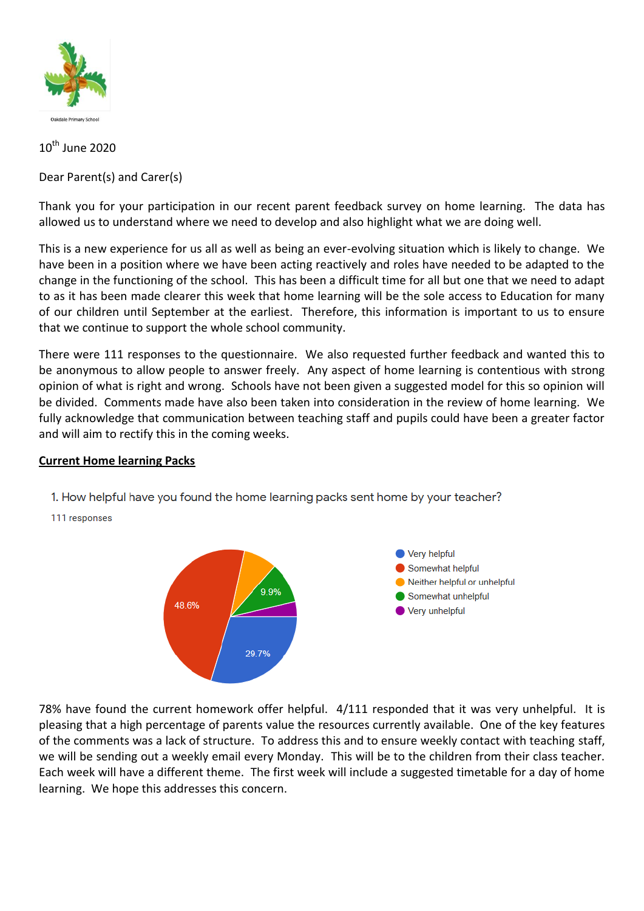Oakdale Primary School

10th June 2020

Dear Parent(s) and Carer(s)

Thank you for your participation in our recent parent feedback survey on home learning. The data has allowed us to understand where we need to develop and also highlight what we are doing well.

This is a new experience for us all as well as being an ever-evolving situation which is likely to change. We have been in a position where we have been acting reactively and roles have needed to be adapted to the change in the functioning of the school. This has been a difficult time for all but one that we need to adapt to as it has been made clearer this week that home learning will be the sole access to Education for many of our children until September at the earliest. Therefore, this information is important to us to ensure that we continue to support the whole school community.

There were 111 responses to the questionnaire. We also requested further feedback and wanted this to be anonymous to allow people to answer freely. Any aspect of home learning is contentious with strong opinion of what is right and wrong. Schools have not been given a suggested model for this so opinion will be divided. Comments made have also been taken into consideration in the review of home learning. We fully acknowledge that communication between teaching staff and pupils could have been a greater factor and will aim to rectify this in the coming weeks.

**Current Home learning Packs**

1. How helpful have you found the home learning packs sent home by your teacher?

111 responses

| Response | Percentage |
|---|---|
| Very helpful | 29.7% |
| Somewhat helpful | 48.6% |
| Neither helpful or unhelpful | |
| Somewhat unhelpful | 9.9% |
| Very unhelpful | |

78% have found the current homework offer helpful. 4/111 responded that it was very unhelpful. It is pleasing that a high percentage of parents value the resources currently available. One of the key features of the comments was a lack of structure. To address this and to ensure weekly contact with teaching staff, we will be sending out a weekly email every Monday. This will be to the children from their class teacher. Each week will have a different theme. The first week will include a suggested timetable for a day of home learning. We hope this addresses this concern.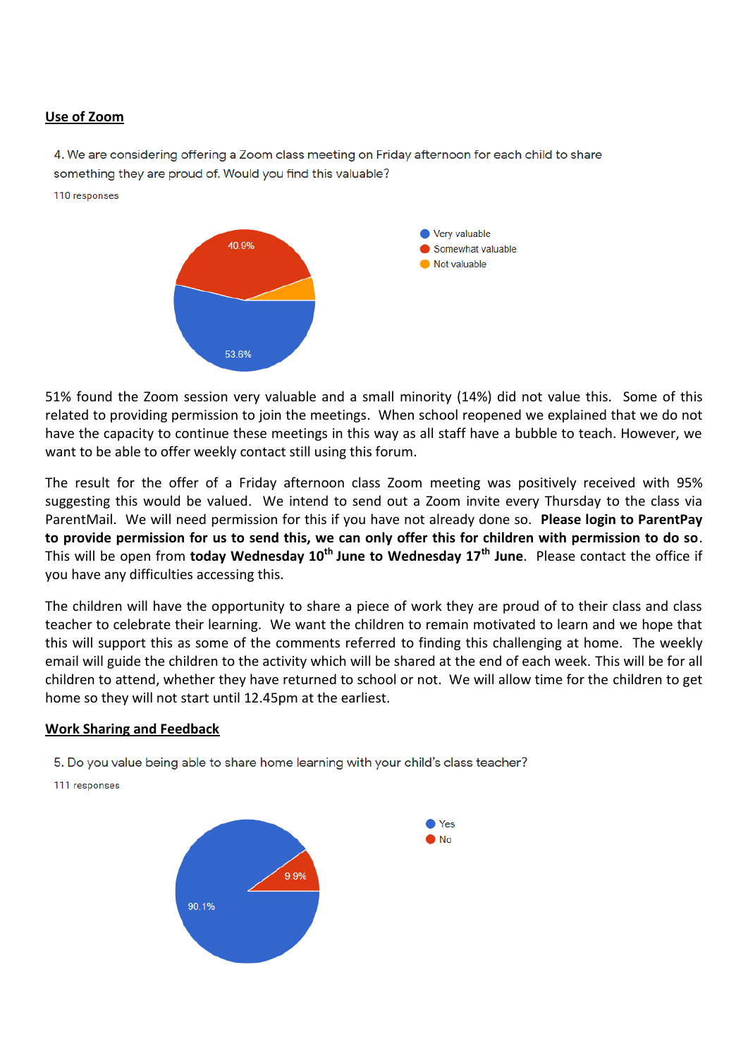## Use of Zoom

4. We are considering offering a Zoom class meeting on Friday afternoon for each child to share something they are proud of. Would you find this valuable?

110 responses

- Very valuable: 53.6%
- Somewhat valuable: 40.9%
- Not valuable

51% found the Zoom session very valuable and a small minority (14%) did not value this. Some of this related to providing permission to join the meetings. When school reopened we explained that we do not have the capacity to continue these meetings in this way as all staff have a bubble to teach. However, we want to be able to offer weekly contact still using this forum.

The result for the offer of a Friday afternoon class Zoom meeting was positively received with 95% suggesting this would be valued. We intend to send out a Zoom invite every Thursday to the class via ParentMail. We will need permission for this if you have not already done so. **Please login to ParentPay to provide permission for us to send this, we can only offer this for children with permission to do so**. This will be open from **today Wednesday 10th June to Wednesday 17th June**. Please contact the office if you have any difficulties accessing this.

The children will have the opportunity to share a piece of work they are proud of to their class and class teacher to celebrate their learning. We want the children to remain motivated to learn and we hope that this will support this as some of the comments referred to finding this challenging at home. The weekly email will guide the children to the activity which will be shared at the end of each week. This will be for all children to attend, whether they have returned to school or not. We will allow time for the children to get home so they will not start until 12.45pm at the earliest.

## Work Sharing and Feedback

5. Do you value being able to share home learning with your child's class teacher?

111 responses

- Yes: 90.1%
- No: 9.9%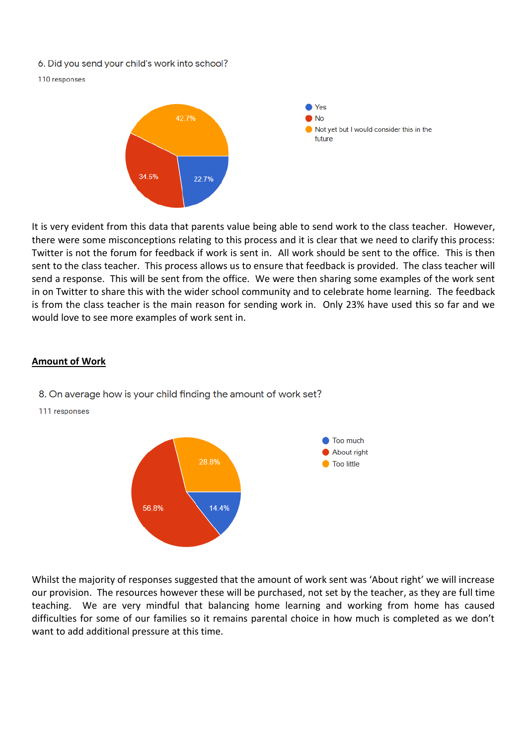6. Did you send your child's work into school?

110 responses

- Yes: 22.7%
- No: 34.5%
- Not yet but I would consider this in the future: 42.7%

It is very evident from this data that parents value being able to send work to the class teacher. However, there were some misconceptions relating to this process and it is clear that we need to clarify this process: Twitter is not the forum for feedback if work is sent in. All work should be sent to the office. This is then sent to the class teacher. This process allows us to ensure that feedback is provided. The class teacher will send a response. This will be sent from the office. We were then sharing some examples of the work sent in on Twitter to share this with the wider school community and to celebrate home learning. The feedback is from the class teacher is the main reason for sending work in. Only 23% have used this so far and we would love to see more examples of work sent in.

## Amount of Work

8. On average how is your child finding the amount of work set?

111 responses

- Too much: 14.4%
- About right: 56.8%
- Too little: 28.8%

Whilst the majority of responses suggested that the amount of work sent was 'About right' we will increase our provision. The resources however these will be purchased, not set by the teacher, as they are full time teaching. We are very mindful that balancing home learning and working from home has caused difficulties for some of our families so it remains parental choice in how much is completed as we don't want to add additional pressure at this time.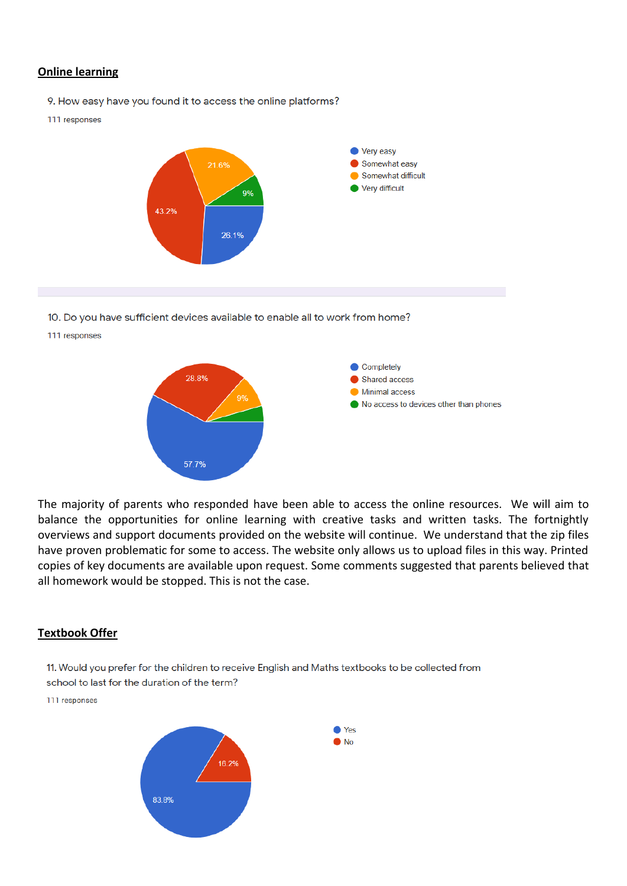## Online learning

9. How easy have you found it to access the online platforms?

111 responses

- Very easy: 26.1%
- Somewhat easy: 43.2%
- Somewhat difficult: 21.6%
- Very difficult: 9%

10. Do you have sufficient devices available to enable all to work from home?

111 responses

- Completely: 57.7%
- Shared access: 28.8%
- Minimal access: 9%
- No access to devices other than phones

The majority of parents who responded have been able to access the online resources. We will aim to balance the opportunities for online learning with creative tasks and written tasks. The fortnightly overviews and support documents provided on the website will continue. We understand that the zip files have proven problematic for some to access. The website only allows us to upload files in this way. Printed copies of key documents are available upon request. Some comments suggested that parents believed that all homework would be stopped. This is not the case.

## Textbook Offer

11. Would you prefer for the children to receive English and Maths textbooks to be collected from school to last for the duration of the term?

111 responses

- Yes: 83.8%
- No: 16.2%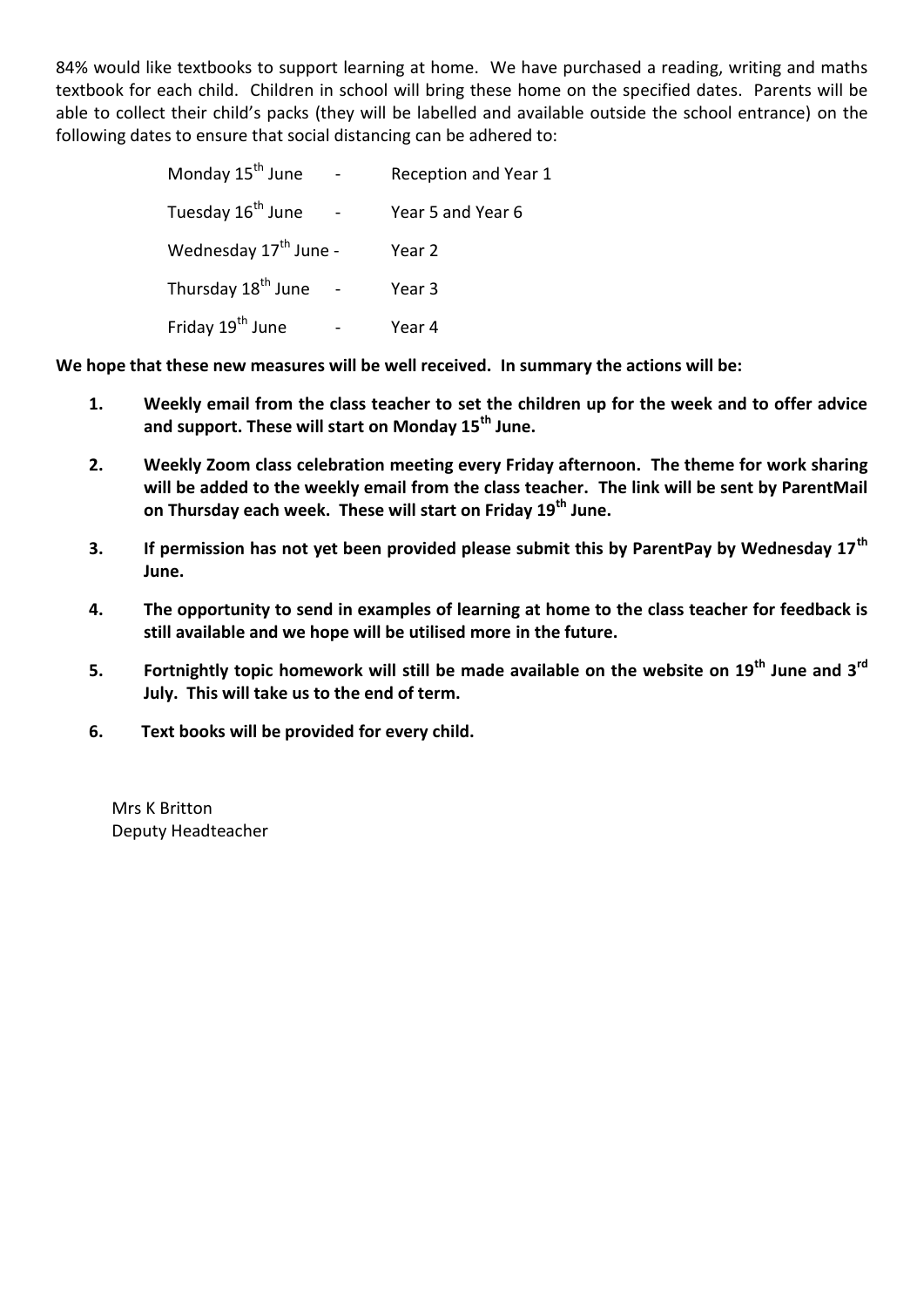84% would like textbooks to support learning at home. We have purchased a reading, writing and maths textbook for each child. Children in school will bring these home on the specified dates. Parents will be able to collect their child's packs (they will be labelled and available outside the school entrance) on the following dates to ensure that social distancing can be adhered to:

| | |
|---|---|
| Monday 15th June - | Reception and Year 1 |
| Tuesday 16th June - | Year 5 and Year 6 |
| Wednesday 17th June - | Year 2 |
| Thursday 18th June - | Year 3 |
| Friday 19th June - | Year 4 |

**We hope that these new measures will be well received. In summary the actions will be:**

1. **Weekly email from the class teacher to set the children up for the week and to offer advice and support. These will start on Monday 15th June.**
2. **Weekly Zoom class celebration meeting every Friday afternoon. The theme for work sharing will be added to the weekly email from the class teacher. The link will be sent by ParentMail on Thursday each week. These will start on Friday 19th June.**
3. **If permission has not yet been provided please submit this by ParentPay by Wednesday 17th June.**
4. **The opportunity to send in examples of learning at home to the class teacher for feedback is still available and we hope will be utilised more in the future.**
5. **Fortnightly topic homework will still be made available on the website on 19th June and 3rd July. This will take us to the end of term.**
6. **Text books will be provided for every child.**

Mrs K Britton
Deputy Headteacher